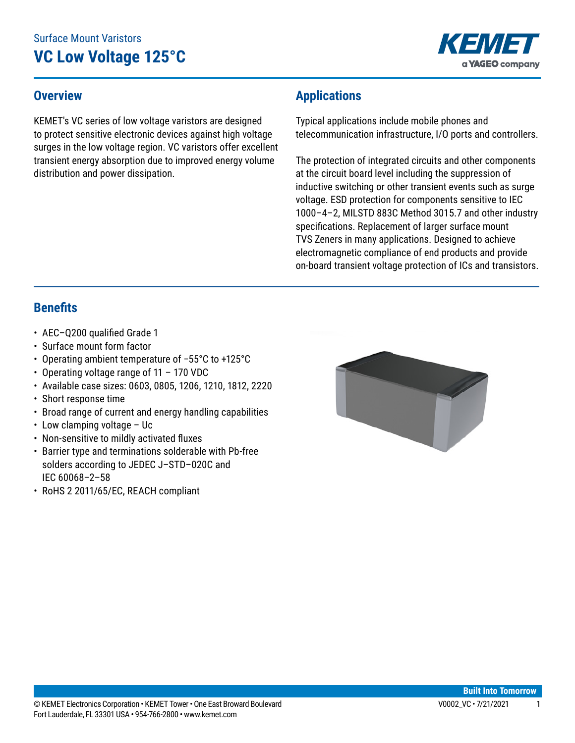Surface Mount Varistors

# VC Low Voltage 125°C

## Overview

KEMET's VC series of low voltage varistors are designed to protect sensitive electronic devices against high voltage surges in the low voltage region. VC varistors offer excellent transient energy absorption due to improved energy volume distribution and power dissipation.

## Applications

Typical applications include mobile phones and telecommunication infrastructure, I/O ports and controllers.

The protection of integrated circuits and other components at the circuit board level including the suppression of inductive switching or other transient events such as surge voltage. ESD protection for components sensitive to IEC 1000–4–2, MILSTD 883C Method 3015.7 and other industry specifications. Replacement of larger surface mount TVS Zeners in many applications. Designed to achieve electromagnetic compliance of end products and provide on-board transient voltage protection of ICs and transistors.

## Benefits

- AEC–Q200 qualified Grade 1
- Surface mount form factor
- Operating ambient temperature of -55°C to +125°C
- Operating voltage range of 11 – 170 VDC
- Available case sizes: 0603, 0805, 1206, 1210, 1812, 2220
- Short response time
- Broad range of current and energy handling capabilities
- Low clamping voltage – Uc
- Non-sensitive to mildly activated fluxes
- Barrier type and terminations solderable with Pb-free solders according to JEDEC J–STD–020C and IEC 60068–2–58
- RoHS 2 2011/65/EC, REACH compliant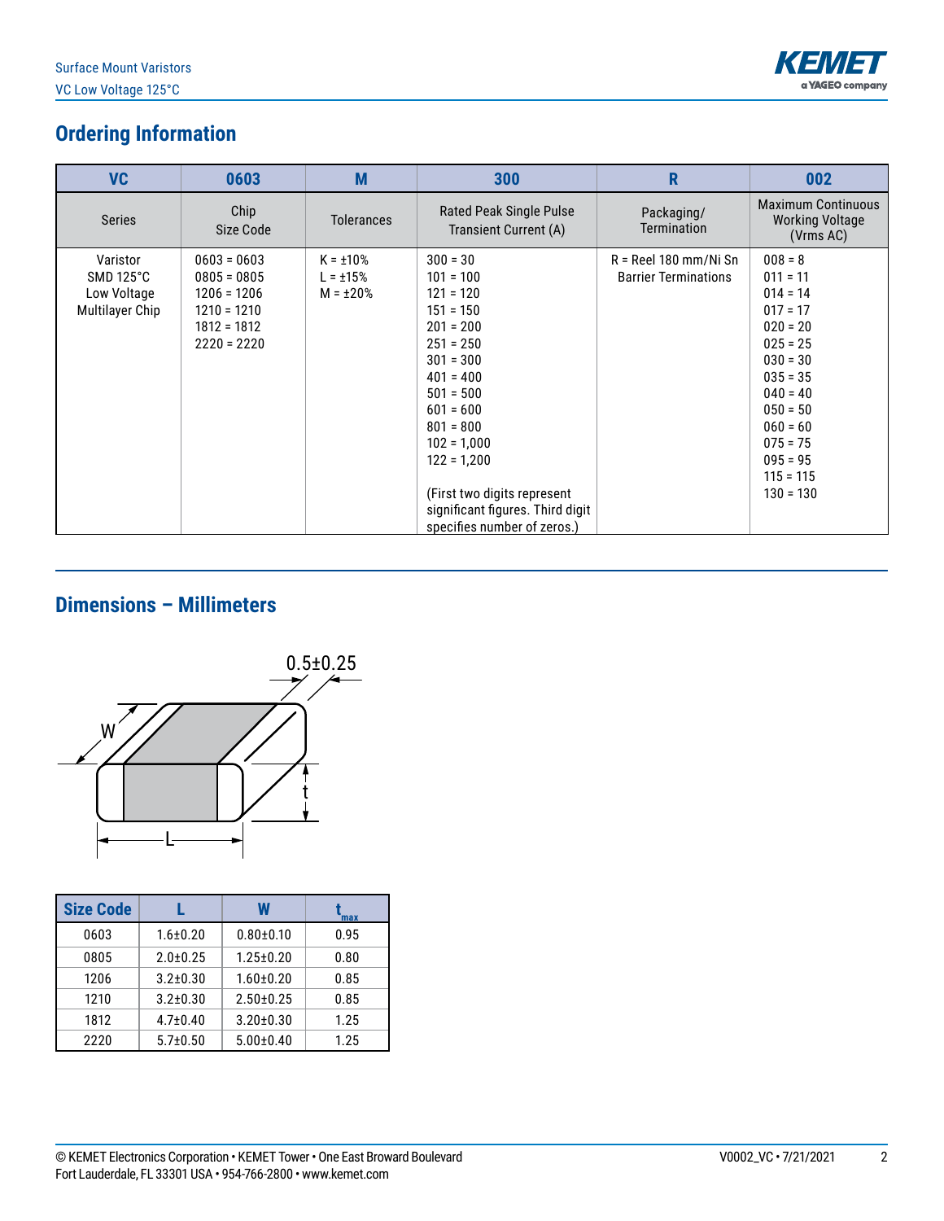## Ordering Information

| VC | 0603 | M | 300 | R | 002 |
|---|---|---|---|---|---|
| Series | Chip Size Code | Tolerances | Rated Peak Single Pulse Transient Current (A) | Packaging/ Termination | Maximum Continuous Working Voltage (Vrms AC) |
| Varistor SMD 125°C Low Voltage Multilayer Chip | 0603 = 0603<br>0805 = 0805<br>1206 = 1206<br>1210 = 1210<br>1812 = 1812<br>2220 = 2220 | K = ±10%<br>L = ±15%<br>M = ±20% | 300 = 30<br>101 = 100<br>121 = 120<br>151 = 150<br>201 = 200<br>251 = 250<br>301 = 300<br>401 = 400<br>501 = 500<br>601 = 600<br>801 = 800<br>102 = 1,000<br>122 = 1,200<br><br>(First two digits represent significant figures. Third digit specifies number of zeros.) | R = Reel 180 mm/Ni Sn Barrier Terminations | 008 = 8<br>011 = 11<br>014 = 14<br>017 = 17<br>020 = 20<br>025 = 25<br>030 = 30<br>035 = 35<br>040 = 40<br>050 = 50<br>060 = 60<br>075 = 75<br>095 = 95<br>115 = 115<br>130 = 130 |

## Dimensions – Millimeters

0.5±0.25

W

t

L

| Size Code | L | W | $t_{max}$ |
|---|---|---|---|
| 0603 | 1.6±0.20 | 0.80±0.10 | 0.95 |
| 0805 | 2.0±0.25 | 1.25±0.20 | 0.80 |
| 1206 | 3.2±0.30 | 1.60±0.20 | 0.85 |
| 1210 | 3.2±0.30 | 2.50±0.25 | 0.85 |
| 1812 | 4.7±0.40 | 3.20±0.30 | 1.25 |
| 2220 | 5.7±0.50 | 5.00±0.40 | 1.25 |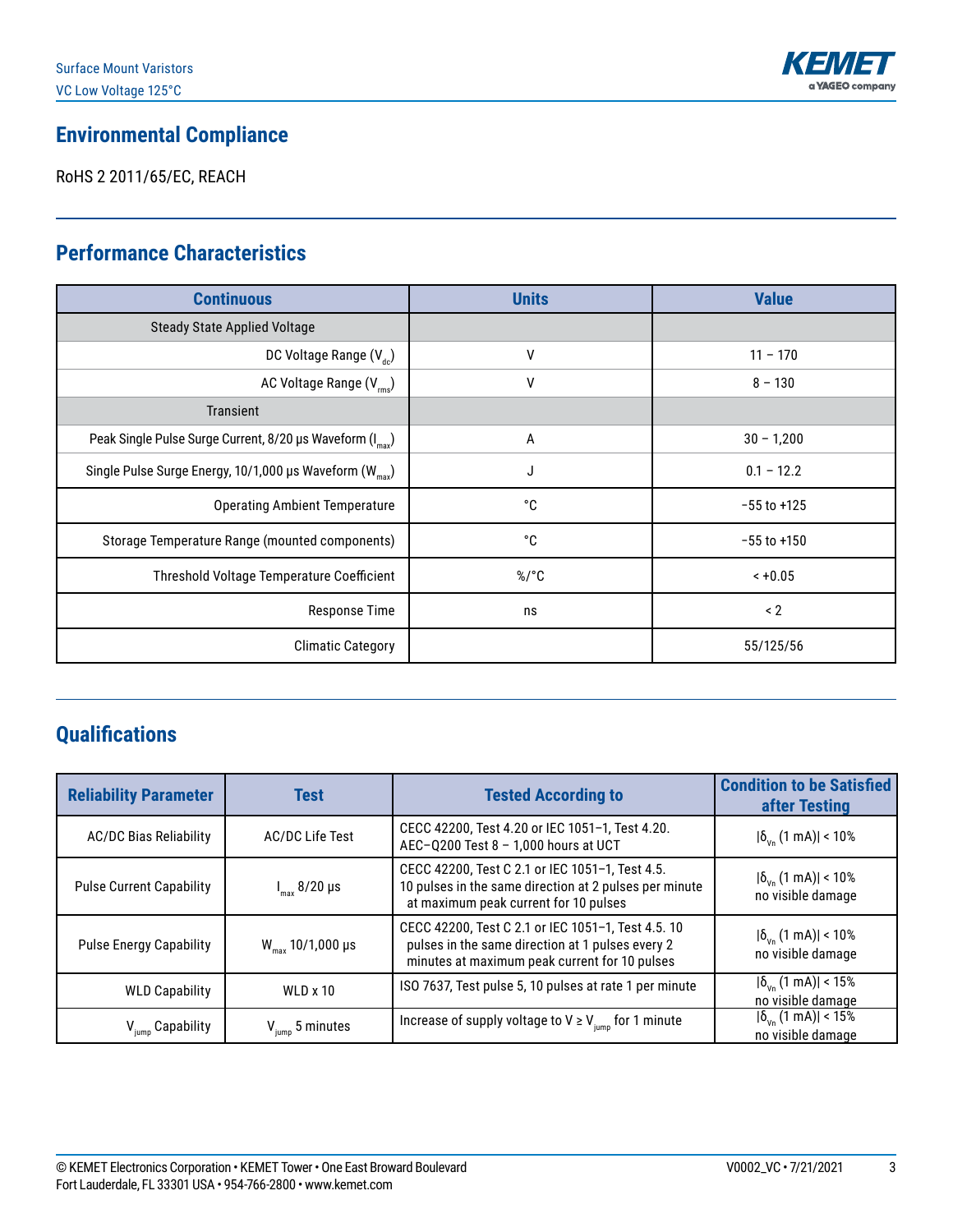## Environmental Compliance

RoHS 2 2011/65/EC, REACH

## Performance Characteristics

| Continuous | Units | Value |
|---|---|---|
| Steady State Applied Voltage | | |
| DC Voltage Range ($V_{dc}$) | V | 11 – 170 |
| AC Voltage Range ($V_{rms}$) | V | 8 – 130 |
| Transient | | |
| Peak Single Pulse Surge Current, 8/20 µs Waveform ($I_{max}$) | A | 30 – 1,200 |
| Single Pulse Surge Energy, 10/1,000 µs Waveform ($W_{max}$) | J | 0.1 – 12.2 |
| Operating Ambient Temperature | °C | −55 to +125 |
| Storage Temperature Range (mounted components) | °C | −55 to +150 |
| Threshold Voltage Temperature Coefficient | %/°C | < +0.05 |
| Response Time | ns | < 2 |
| Climatic Category | | 55/125/56 |

## Qualifications

| Reliability Parameter | Test | Tested According to | Condition to be Satisfied after Testing |
|---|---|---|---|
| AC/DC Bias Reliability | AC/DC Life Test | CECC 42200, Test 4.20 or IEC 1051–1, Test 4.20. AEC–Q200 Test 8 – 1,000 hours at UCT | $\vert\delta_{Vn}$ (1 mA)$\vert$ < 10% |
| Pulse Current Capability | $I_{max}$ 8/20 µs | CECC 42200, Test C 2.1 or IEC 1051–1, Test 4.5. 10 pulses in the same direction at 2 pulses per minute at maximum peak current for 10 pulses | $\vert\delta_{Vn}$ (1 mA)$\vert$ < 10% no visible damage |
| Pulse Energy Capability | $W_{max}$ 10/1,000 µs | CECC 42200, Test C 2.1 or IEC 1051–1, Test 4.5. 10 pulses in the same direction at 1 pulses every 2 minutes at maximum peak current for 10 pulses | $\vert\delta_{Vn}$ (1 mA)$\vert$ < 10% no visible damage |
| WLD Capability | WLD x 10 | ISO 7637, Test pulse 5, 10 pulses at rate 1 per minute | $\vert\delta_{Vn}$ (1 mA)$\vert$ < 15% no visible damage |
| $V_{jump}$ Capability | $V_{jump}$ 5 minutes | Increase of supply voltage to V ≥ $V_{jump}$ for 1 minute | $\vert\delta_{Vn}$ (1 mA)$\vert$ < 15% no visible damage |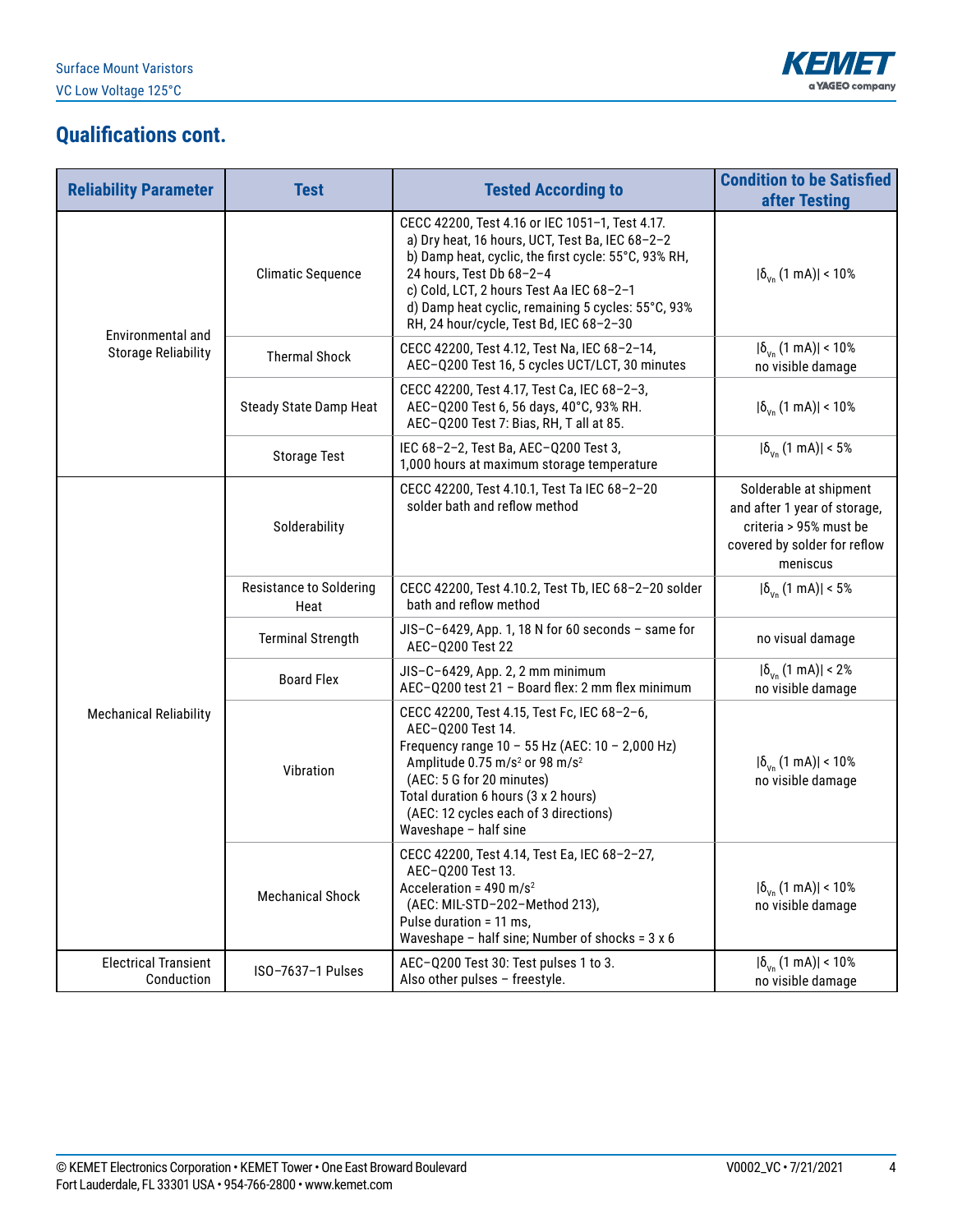## Qualifications cont.

| Reliability Parameter | Test | Tested According to | Condition to be Satisfied after Testing |
|---|---|---|---|
| Environmental and Storage Reliability | Climatic Sequence | CECC 42200, Test 4.16 or IEC 1051–1, Test 4.17. a) Dry heat, 16 hours, UCT, Test Ba, IEC 68–2–2 b) Damp heat, cyclic, the first cycle: 55°C, 93% RH, 24 hours, Test Db 68–2–4 c) Cold, LCT, 2 hours Test Aa IEC 68–2–1 d) Damp heat cyclic, remaining 5 cycles: 55°C, 93% RH, 24 hour/cycle, Test Bd, IEC 68–2–30 | $\lvert\delta_{V_n}$ (1 mA)$\rvert$ < 10% |
| | Thermal Shock | CECC 42200, Test 4.12, Test Na, IEC 68–2–14, AEC–Q200 Test 16, 5 cycles UCT/LCT, 30 minutes | $\lvert\delta_{V_n}$ (1 mA)$\rvert$ < 10% no visible damage |
| | Steady State Damp Heat | CECC 42200, Test 4.17, Test Ca, IEC 68–2–3, AEC–Q200 Test 6, 56 days, 40°C, 93% RH. AEC–Q200 Test 7: Bias, RH, T all at 85. | $\lvert\delta_{V_n}$ (1 mA)$\rvert$ < 10% |
| | Storage Test | IEC 68–2–2, Test Ba, AEC–Q200 Test 3, 1,000 hours at maximum storage temperature | $\lvert\delta_{V_n}$ (1 mA)$\rvert$ < 5% |
| Mechanical Reliability | Solderability | CECC 42200, Test 4.10.1, Test Ta IEC 68–2–20 solder bath and reflow method | Solderable at shipment and after 1 year of storage, criteria > 95% must be covered by solder for reflow meniscus |
| | Resistance to Soldering Heat | CECC 42200, Test 4.10.2, Test Tb, IEC 68–2–20 solder bath and reflow method | $\lvert\delta_{V_n}$ (1 mA)$\rvert$ < 5% |
| | Terminal Strength | JIS–C–6429, App. 1, 18 N for 60 seconds – same for AEC–Q200 Test 22 | no visual damage |
| | Board Flex | JIS–C–6429, App. 2, 2 mm minimum AEC–Q200 test 21 – Board flex: 2 mm flex minimum | $\lvert\delta_{V_n}$ (1 mA)$\rvert$ < 2% no visible damage |
| | Vibration | CECC 42200, Test 4.15, Test Fc, IEC 68–2–6, AEC–Q200 Test 14. Frequency range 10 – 55 Hz (AEC: 10 – 2,000 Hz) Amplitude 0.75 $m/s^2$ or 98 $m/s^2$ (AEC: 5 G for 20 minutes) Total duration 6 hours (3 x 2 hours) (AEC: 12 cycles each of 3 directions) Waveshape – half sine | $\lvert\delta_{V_n}$ (1 mA)$\rvert$ < 10% no visible damage |
| | Mechanical Shock | CECC 42200, Test 4.14, Test Ea, IEC 68–2–27, AEC–Q200 Test 13. Acceleration = 490 $m/s^2$ (AEC: MIL-STD–202–Method 213), Pulse duration = 11 ms, Waveshape – half sine; Number of shocks = 3 x 6 | $\lvert\delta_{V_n}$ (1 mA)$\rvert$ < 10% no visible damage |
| Electrical Transient Conduction | ISO–7637–1 Pulses | AEC–Q200 Test 30: Test pulses 1 to 3. Also other pulses – freestyle. | $\lvert\delta_{V_n}$ (1 mA)$\rvert$ < 10% no visible damage |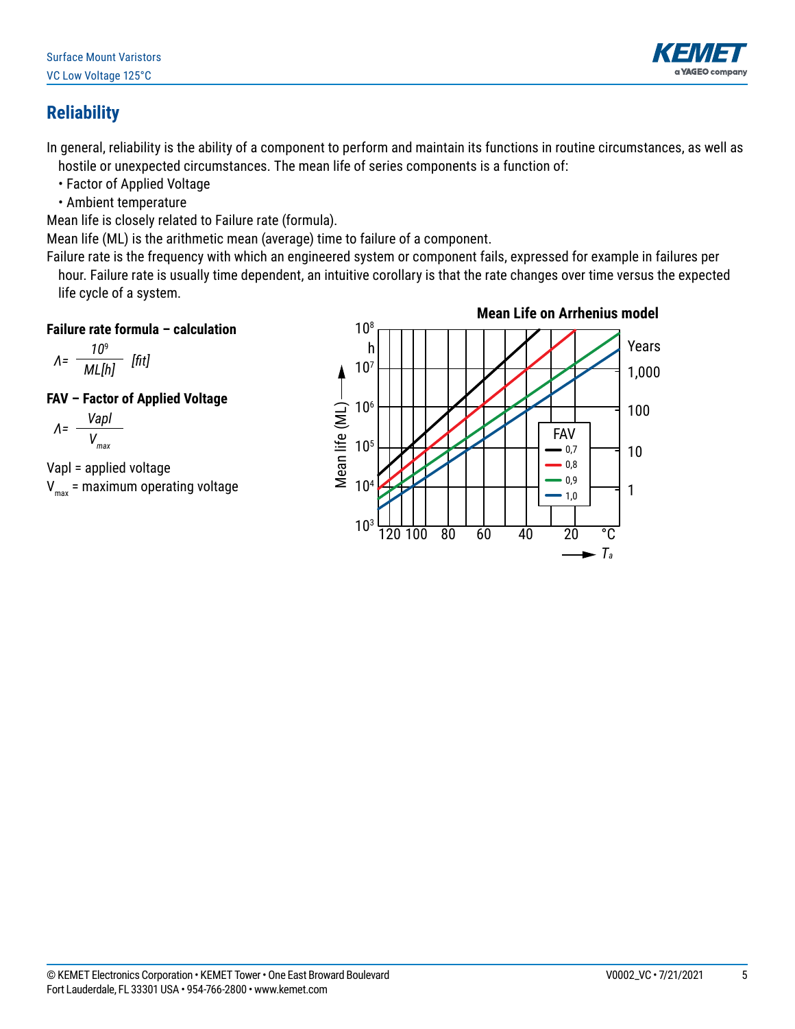## Reliability

In general, reliability is the ability of a component to perform and maintain its functions in routine circumstances, as well as hostile or unexpected circumstances. The mean life of series components is a function of:

- Factor of Applied Voltage
- Ambient temperature

Mean life is closely related to Failure rate (formula).

Mean life (ML) is the arithmetic mean (average) time to failure of a component.

Failure rate is the frequency with which an engineered system or component fails, expressed for example in failures per hour. Failure rate is usually time dependent, an intuitive corollary is that the rate changes over time versus the expected life cycle of a system.

**Failure rate formula – calculation**

$$\Lambda = \frac{10^9}{ML[h]} \quad [fit]$$

**FAV – Factor of Applied Voltage**

$$\Lambda = \frac{V_{apl}}{V_{max}}$$

Vapl = applied voltage

$V_{max}$ = maximum operating voltage

**Mean Life on Arrhenius model**

Mean life (ML)

h

$10^8$
$10^7$
$10^6$
$10^5$
$10^4$
$10^3$

Years

1,000
100
10
1

FAV
0,7
0,8
0,9
1,0

120 100 80 60 40 20 °C

$T_a$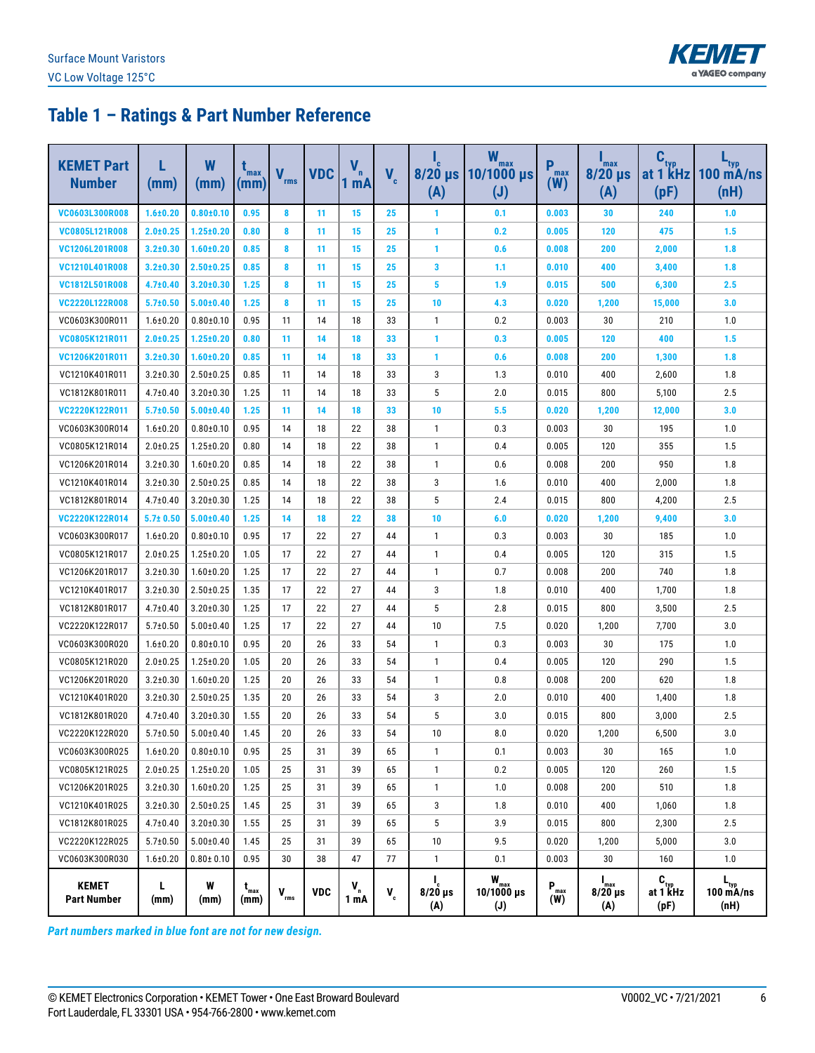## Table 1 – Ratings & Part Number Reference

| KEMET Part Number | L (mm) | W (mm) | $t_{max}$ (mm) | $V_{rms}$ | VDC | $V_n$ 1 mA | $V_c$ | $I_c$ 8/20 µs (A) | $W_{max}$ 10/1000 µs (J) | $P_{max}$ (W) | $I_{max}$ 8/20 µs (A) | $C_{typ}$ at 1 kHz (pF) | $L_{typ}$ 100 mA/ns (nH) |
|---|---|---|---|---|---|---|---|---|---|---|---|---|---|
| VC0603L300R008 | 1.6±0.20 | 0.80±0.10 | 0.95 | 8 | 11 | 15 | 25 | 1 | 0.1 | 0.003 | 30 | 240 | 1.0 |
| VC0805L121R008 | 2.0±0.25 | 1.25±0.20 | 0.80 | 8 | 11 | 15 | 25 | 1 | 0.2 | 0.005 | 120 | 475 | 1.5 |
| VC1206L201R008 | 3.2±0.30 | 1.60±0.20 | 0.85 | 8 | 11 | 15 | 25 | 1 | 0.6 | 0.008 | 200 | 2,000 | 1.8 |
| VC1210L401R008 | 3.2±0.30 | 2.50±0.25 | 0.85 | 8 | 11 | 15 | 25 | 3 | 1.1 | 0.010 | 400 | 3,400 | 1.8 |
| VC1812L501R008 | 4.7±0.40 | 3.20±0.30 | 1.25 | 8 | 11 | 15 | 25 | 5 | 1.9 | 0.015 | 500 | 6,300 | 2.5 |
| VC2220L122R008 | 5.7±0.50 | 5.00±0.40 | 1.25 | 8 | 11 | 15 | 25 | 10 | 4.3 | 0.020 | 1,200 | 15,000 | 3.0 |
| VC0603K300R011 | 1.6±0.20 | 0.80±0.10 | 0.95 | 11 | 14 | 18 | 33 | 1 | 0.2 | 0.003 | 30 | 210 | 1.0 |
| VC0805K121R011 | 2.0±0.25 | 1.25±0.20 | 0.80 | 11 | 14 | 18 | 33 | 1 | 0.3 | 0.005 | 120 | 400 | 1.5 |
| VC1206K201R011 | 3.2±0.30 | 1.60±0.20 | 0.85 | 11 | 14 | 18 | 33 | 1 | 0.6 | 0.008 | 200 | 1,300 | 1.8 |
| VC1210K401R011 | 3.2±0.30 | 2.50±0.25 | 0.85 | 11 | 14 | 18 | 33 | 3 | 1.3 | 0.010 | 400 | 2,600 | 1.8 |
| VC1812K801R011 | 4.7±0.40 | 3.20±0.30 | 1.25 | 11 | 14 | 18 | 33 | 5 | 2.0 | 0.015 | 800 | 5,100 | 2.5 |
| VC2220K122R011 | 5.7±0.50 | 5.00±0.40 | 1.25 | 11 | 14 | 18 | 33 | 10 | 5.5 | 0.020 | 1,200 | 12,000 | 3.0 |
| VC0603K300R014 | 1.6±0.20 | 0.80±0.10 | 0.95 | 14 | 18 | 22 | 38 | 1 | 0.3 | 0.003 | 30 | 195 | 1.0 |
| VC0805K121R014 | 2.0±0.25 | 1.25±0.20 | 0.80 | 14 | 18 | 22 | 38 | 1 | 0.4 | 0.005 | 120 | 355 | 1.5 |
| VC1206K201R014 | 3.2±0.30 | 1.60±0.20 | 0.85 | 14 | 18 | 22 | 38 | 1 | 0.6 | 0.008 | 200 | 950 | 1.8 |
| VC1210K401R014 | 3.2±0.30 | 2.50±0.25 | 0.85 | 14 | 18 | 22 | 38 | 3 | 1.6 | 0.010 | 400 | 2,000 | 1.8 |
| VC1812K801R014 | 4.7±0.40 | 3.20±0.30 | 1.25 | 14 | 18 | 22 | 38 | 5 | 2.4 | 0.015 | 800 | 4,200 | 2.5 |
| VC2220K122R014 | 5.7± 0.50 | 5.00±0.40 | 1.25 | 14 | 18 | 22 | 38 | 10 | 6.0 | 0.020 | 1,200 | 9,400 | 3.0 |
| VC0603K300R017 | 1.6±0.20 | 0.80±0.10 | 0.95 | 17 | 22 | 27 | 44 | 1 | 0.3 | 0.003 | 30 | 185 | 1.0 |
| VC0805K121R017 | 2.0±0.25 | 1.25±0.20 | 1.05 | 17 | 22 | 27 | 44 | 1 | 0.4 | 0.005 | 120 | 315 | 1.5 |
| VC1206K201R017 | 3.2±0.30 | 1.60±0.20 | 1.25 | 17 | 22 | 27 | 44 | 1 | 0.7 | 0.008 | 200 | 740 | 1.8 |
| VC1210K401R017 | 3.2±0.30 | 2.50±0.25 | 1.35 | 17 | 22 | 27 | 44 | 3 | 1.8 | 0.010 | 400 | 1,700 | 1.8 |
| VC1812K801R017 | 4.7±0.40 | 3.20±0.30 | 1.25 | 17 | 22 | 27 | 44 | 5 | 2.8 | 0.015 | 800 | 3,500 | 2.5 |
| VC2220K122R017 | 5.7±0.50 | 5.00±0.40 | 1.25 | 17 | 22 | 27 | 44 | 10 | 7.5 | 0.020 | 1,200 | 7,700 | 3.0 |
| VC0603K300R020 | 1.6±0.20 | 0.80±0.10 | 0.95 | 20 | 26 | 33 | 54 | 1 | 0.3 | 0.003 | 30 | 175 | 1.0 |
| VC0805K121R020 | 2.0±0.25 | 1.25±0.20 | 1.05 | 20 | 26 | 33 | 54 | 1 | 0.4 | 0.005 | 120 | 290 | 1.5 |
| VC1206K201R020 | 3.2±0.30 | 1.60±0.20 | 1.25 | 20 | 26 | 33 | 54 | 1 | 0.8 | 0.008 | 200 | 620 | 1.8 |
| VC1210K401R020 | 3.2±0.30 | 2.50±0.25 | 1.35 | 20 | 26 | 33 | 54 | 3 | 2.0 | 0.010 | 400 | 1,400 | 1.8 |
| VC1812K801R020 | 4.7±0.40 | 3.20±0.30 | 1.55 | 20 | 26 | 33 | 54 | 5 | 3.0 | 0.015 | 800 | 3,000 | 2.5 |
| VC2220K122R020 | 5.7±0.50 | 5.00±0.40 | 1.45 | 20 | 26 | 33 | 54 | 10 | 8.0 | 0.020 | 1,200 | 6,500 | 3.0 |
| VC0603K300R025 | 1.6±0.20 | 0.80±0.10 | 0.95 | 25 | 31 | 39 | 65 | 1 | 0.1 | 0.003 | 30 | 165 | 1.0 |
| VC0805K121R025 | 2.0±0.25 | 1.25±0.20 | 1.05 | 25 | 31 | 39 | 65 | 1 | 0.2 | 0.005 | 120 | 260 | 1.5 |
| VC1206K201R025 | 3.2±0.30 | 1.60±0.20 | 1.25 | 25 | 31 | 39 | 65 | 1 | 1.0 | 0.008 | 200 | 510 | 1.8 |
| VC1210K401R025 | 3.2±0.30 | 2.50±0.25 | 1.45 | 25 | 31 | 39 | 65 | 3 | 1.8 | 0.010 | 400 | 1,060 | 1.8 |
| VC1812K801R025 | 4.7±0.40 | 3.20±0.30 | 1.55 | 25 | 31 | 39 | 65 | 5 | 3.9 | 0.015 | 800 | 2,300 | 2.5 |
| VC2220K122R025 | 5.7±0.50 | 5.00±0.40 | 1.45 | 25 | 31 | 39 | 65 | 10 | 9.5 | 0.020 | 1,200 | 5,000 | 3.0 |
| VC0603K300R030 | 1.6±0.20 | 0.80± 0.10 | 0.95 | 30 | 38 | 47 | 77 | 1 | 0.1 | 0.003 | 30 | 160 | 1.0 |
| KEMET Part Number | L (mm) | W (mm) | $t_{max}$ (mm) | $V_{rms}$ | VDC | $V_n$ 1 mA | $V_c$ | $I_c$ 8/20 µs (A) | $W_{max}$ 10/1000 µs (J) | $P_{max}$ (W) | $I_{max}$ 8/20 µs (A) | $C_{typ}$ at 1 kHz (pF) | $L_{typ}$ 100 mA/ns (nH) |

*Part numbers marked in blue font are not for new design.*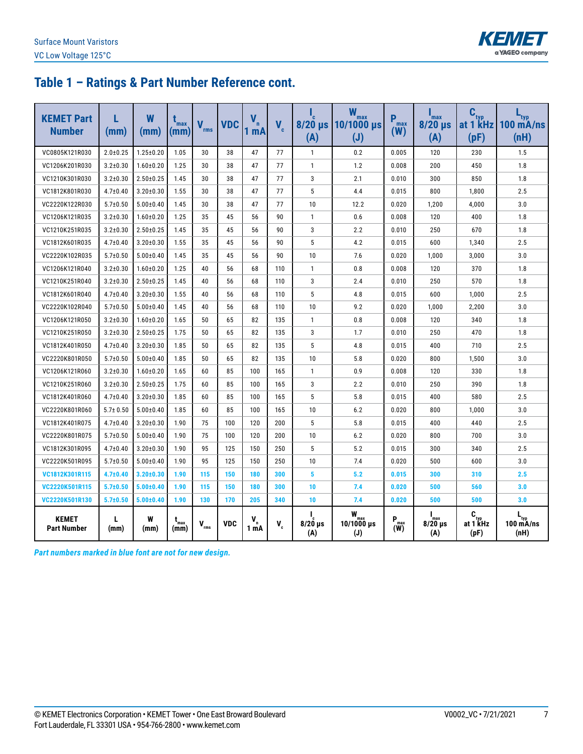## Table 1 – Ratings & Part Number Reference cont.

| KEMET Part Number | L (mm) | W (mm) | $t_{max}$ (mm) | $V_{rms}$ | VDC | $V_n$ 1 mA | $V_c$ | $I_c$ 8/20 µs (A) | $W_{max}$ 10/1000 µs (J) | $P_{max}$ (W) | $I_{max}$ 8/20 µs (A) | $C_{typ}$ at 1 kHz (pF) | $L_{typ}$ 100 mA/ns (nH) |
|---|---|---|---|---|---|---|---|---|---|---|---|---|---|
| VC0805K121R030 | 2.0±0.25 | 1.25±0.20 | 1.05 | 30 | 38 | 47 | 77 | 1 | 0.2 | 0.005 | 120 | 230 | 1.5 |
| VC1206K201R030 | 3.2±0.30 | 1.60±0.20 | 1.25 | 30 | 38 | 47 | 77 | 1 | 1.2 | 0.008 | 200 | 450 | 1.8 |
| VC1210K301R030 | 3.2±0.30 | 2.50±0.25 | 1.45 | 30 | 38 | 47 | 77 | 3 | 2.1 | 0.010 | 300 | 850 | 1.8 |
| VC1812K801R030 | 4.7±0.40 | 3.20±0.30 | 1.55 | 30 | 38 | 47 | 77 | 5 | 4.4 | 0.015 | 800 | 1,800 | 2.5 |
| VC2220K122R030 | 5.7±0.50 | 5.00±0.40 | 1.45 | 30 | 38 | 47 | 77 | 10 | 12.2 | 0.020 | 1,200 | 4,000 | 3.0 |
| VC1206K121R035 | 3.2±0.30 | 1.60±0.20 | 1.25 | 35 | 45 | 56 | 90 | 1 | 0.6 | 0.008 | 120 | 400 | 1.8 |
| VC1210K251R035 | 3.2±0.30 | 2.50±0.25 | 1.45 | 35 | 45 | 56 | 90 | 3 | 2.2 | 0.010 | 250 | 670 | 1.8 |
| VC1812K601R035 | 4.7±0.40 | 3.20±0.30 | 1.55 | 35 | 45 | 56 | 90 | 5 | 4.2 | 0.015 | 600 | 1,340 | 2.5 |
| VC2220K102R035 | 5.7±0.50 | 5.00±0.40 | 1.45 | 35 | 45 | 56 | 90 | 10 | 7.6 | 0.020 | 1,000 | 3,000 | 3.0 |
| VC1206K121R040 | 3.2±0.30 | 1.60±0.20 | 1.25 | 40 | 56 | 68 | 110 | 1 | 0.8 | 0.008 | 120 | 370 | 1.8 |
| VC1210K251R040 | 3.2±0.30 | 2.50±0.25 | 1.45 | 40 | 56 | 68 | 110 | 3 | 2.4 | 0.010 | 250 | 570 | 1.8 |
| VC1812K601R040 | 4.7±0.40 | 3.20±0.30 | 1.55 | 40 | 56 | 68 | 110 | 5 | 4.8 | 0.015 | 600 | 1,000 | 2.5 |
| VC2220K102R040 | 5.7±0.50 | 5.00±0.40 | 1.45 | 40 | 56 | 68 | 110 | 10 | 9.2 | 0.020 | 1,000 | 2,200 | 3.0 |
| VC1206K121R050 | 3.2±0.30 | 1.60±0.20 | 1.65 | 50 | 65 | 82 | 135 | 1 | 0.8 | 0.008 | 120 | 340 | 1.8 |
| VC1210K251R050 | 3.2±0.30 | 2.50±0.25 | 1.75 | 50 | 65 | 82 | 135 | 3 | 1.7 | 0.010 | 250 | 470 | 1.8 |
| VC1812K401R050 | 4.7±0.40 | 3.20±0.30 | 1.85 | 50 | 65 | 82 | 135 | 5 | 4.8 | 0.015 | 400 | 710 | 2.5 |
| VC2220K801R050 | 5.7±0.50 | 5.00±0.40 | 1.85 | 50 | 65 | 82 | 135 | 10 | 5.8 | 0.020 | 800 | 1,500 | 3.0 |
| VC1206K121R060 | 3.2±0.30 | 1.60±0.20 | 1.65 | 60 | 85 | 100 | 165 | 1 | 0.9 | 0.008 | 120 | 330 | 1.8 |
| VC1210K251R060 | 3.2±0.30 | 2.50±0.25 | 1.75 | 60 | 85 | 100 | 165 | 3 | 2.2 | 0.010 | 250 | 390 | 1.8 |
| VC1812K401R060 | 4.7±0.40 | 3.20±0.30 | 1.85 | 60 | 85 | 100 | 165 | 5 | 5.8 | 0.015 | 400 | 580 | 2.5 |
| VC2220K801R060 | 5.7± 0.50 | 5.00±0.40 | 1.85 | 60 | 85 | 100 | 165 | 10 | 6.2 | 0.020 | 800 | 1,000 | 3.0 |
| VC1812K401R075 | 4.7±0.40 | 3.20±0.30 | 1.90 | 75 | 100 | 120 | 200 | 5 | 5.8 | 0.015 | 400 | 440 | 2.5 |
| VC2220K801R075 | 5.7±0.50 | 5.00±0.40 | 1.90 | 75 | 100 | 120 | 200 | 10 | 6.2 | 0.020 | 800 | 700 | 3.0 |
| VC1812K301R095 | 4.7±0.40 | 3.20±0.30 | 1.90 | 95 | 125 | 150 | 250 | 5 | 5.2 | 0.015 | 300 | 340 | 2.5 |
| VC2220K501R095 | 5.7±0.50 | 5.00±0.40 | 1.90 | 95 | 125 | 150 | 250 | 10 | 7.4 | 0.020 | 500 | 600 | 3.0 |
| VC1812K301R115 | 4.7±0.40 | 3.20±0.30 | 1.90 | 115 | 150 | 180 | 300 | 5 | 5.2 | 0.015 | 300 | 310 | 2.5 |
| VC2220K501R115 | 5.7±0.50 | 5.00±0.40 | 1.90 | 115 | 150 | 180 | 300 | 10 | 7.4 | 0.020 | 500 | 560 | 3.0 |
| VC2220K501R130 | 5.7±0.50 | 5.00±0.40 | 1.90 | 130 | 170 | 205 | 340 | 10 | 7.4 | 0.020 | 500 | 500 | 3.0 |
| KEMET Part Number | L (mm) | W (mm) | $t_{max}$ (mm) | $V_{rms}$ | VDC | $V_n$ 1 mA | $V_c$ | $I_c$ 8/20 µs (A) | $W_{max}$ 10/1000 µs (J) | $P_{max}$ (W) | $I_{max}$ 8/20 µs (A) | $C_{typ}$ at 1 kHz (pF) | $L_{typ}$ 100 mA/ns (nH) |

*Part numbers marked in blue font are not for new design.*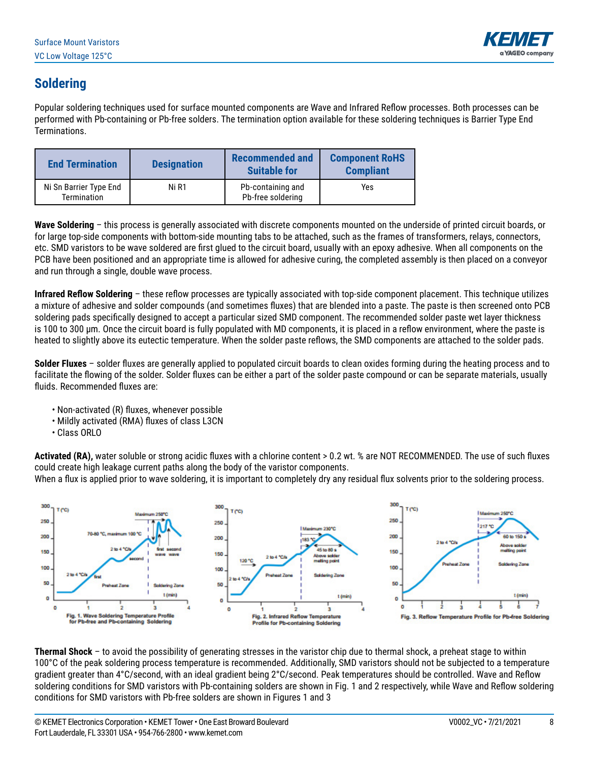## Soldering

Popular soldering techniques used for surface mounted components are Wave and Infrared Reflow processes. Both processes can be performed with Pb-containing or Pb-free solders. The termination option available for these soldering techniques is Barrier Type End Terminations.

| End Termination | Designation | Recommended and Suitable for | Component RoHS Compliant |
|---|---|---|---|
| Ni Sn Barrier Type End Termination | Ni R1 | Pb-containing and Pb-free soldering | Yes |

**Wave Soldering** – this process is generally associated with discrete components mounted on the underside of printed circuit boards, or for large top-side components with bottom-side mounting tabs to be attached, such as the frames of transformers, relays, connectors, etc. SMD varistors to be wave soldered are first glued to the circuit board, usually with an epoxy adhesive. When all components on the PCB have been positioned and an appropriate time is allowed for adhesive curing, the completed assembly is then placed on a conveyor and run through a single, double wave process.

**Infrared Reflow Soldering** – these reflow processes are typically associated with top-side component placement. This technique utilizes a mixture of adhesive and solder compounds (and sometimes fluxes) that are blended into a paste. The paste is then screened onto PCB soldering pads specifically designed to accept a particular sized SMD component. The recommended solder paste wet layer thickness is 100 to 300 µm. Once the circuit board is fully populated with MD components, it is placed in a reflow environment, where the paste is heated to slightly above its eutectic temperature. When the solder paste reflows, the SMD components are attached to the solder pads.

**Solder Fluxes** – solder fluxes are generally applied to populated circuit boards to clean oxides forming during the heating process and to facilitate the flowing of the solder. Solder fluxes can be either a part of the solder paste compound or can be separate materials, usually fluids. Recommended fluxes are:

- Non-activated (R) fluxes, whenever possible
- Mildly activated (RMA) fluxes of class L3CN
- Class ORLO

**Activated (RA),** water soluble or strong acidic fluxes with a chlorine content > 0.2 wt. % are NOT RECOMMENDED. The use of such fluxes could create high leakage current paths along the body of the varistor components.
When a flux is applied prior to wave soldering, it is important to completely dry any residual flux solvents prior to the soldering process.

T (°C)
Maximum 250°C
70-80 °C, maximum 100 °C
2 to 4 °C/s
first wave
second wave
second
2 to 4 °C/s
first
Preheat Zone
Soldering Zone
t (min)

Fig. 1. Wave Soldering Temperature Profile for Pb-free and Pb-containing Soldering

T (°C)
Maximum 230°C
183 °C
45 to 80 s Above solder melting point
120 °C
2 to 4 °C/s
2 to 4 °C/s
Preheat Zone
Soldering Zone
t (min)

Fig. 2. Infrared Reflow Temperature Profile for Pb-containing Soldering

T (°C)
Maximum 250°C
217 °C
60 to 150 s Above solder melting point
2 to 4 °C/s
Preheat Zone
Soldering Zone
t (min)

Fig. 3. Reflow Temperature Profile for Pb-free Soldering

**Thermal Shock** – to avoid the possibility of generating stresses in the varistor chip due to thermal shock, a preheat stage to within 100°C of the peak soldering process temperature is recommended. Additionally, SMD varistors should not be subjected to a temperature gradient greater than 4°C/second, with an ideal gradient being 2°C/second. Peak temperatures should be controlled. Wave and Reflow soldering conditions for SMD varistors with Pb-containing solders are shown in Fig. 1 and 2 respectively, while Wave and Reflow soldering conditions for SMD varistors with Pb-free solders are shown in Figures 1 and 3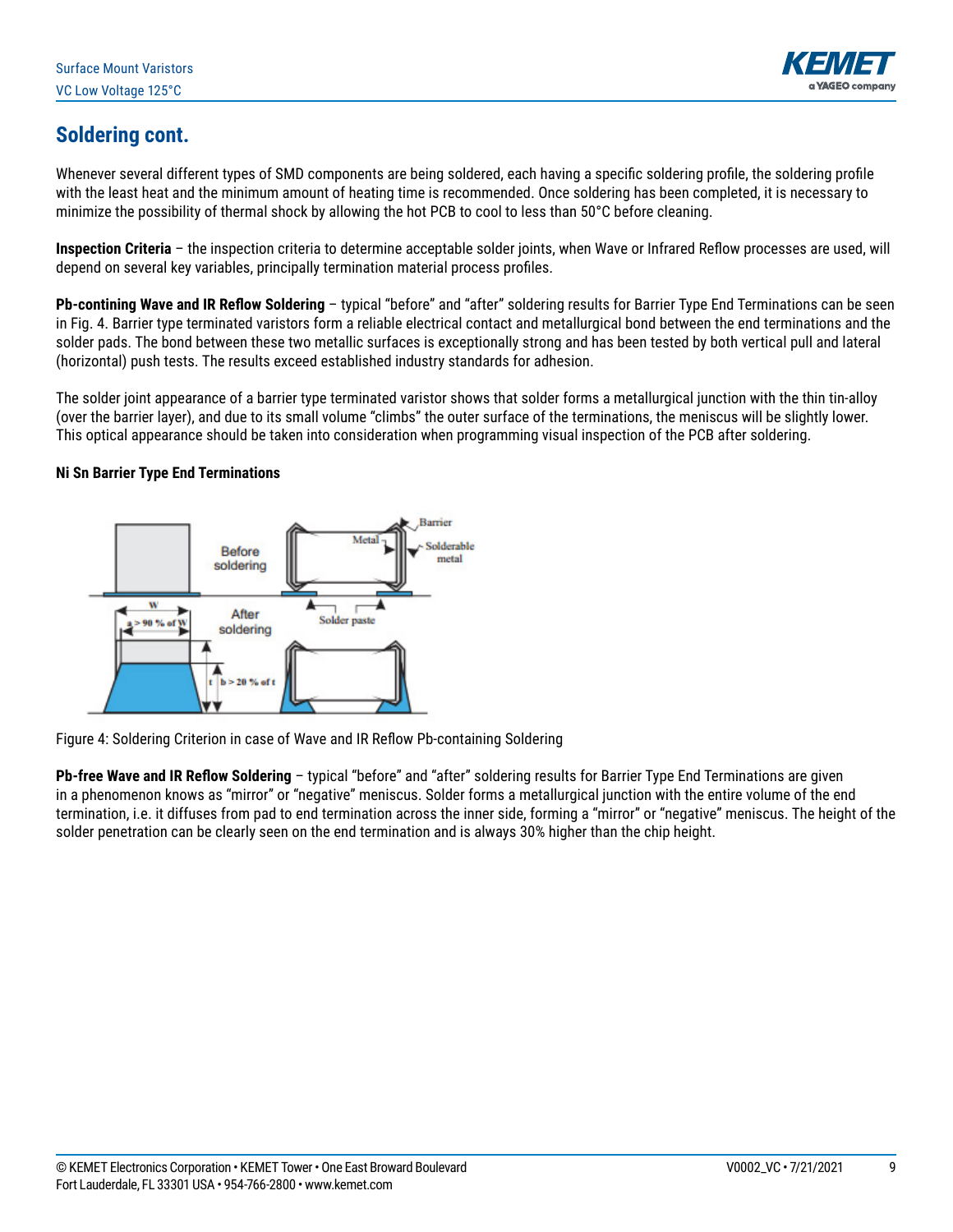## Soldering cont.

Whenever several different types of SMD components are being soldered, each having a specific soldering profile, the soldering profile with the least heat and the minimum amount of heating time is recommended. Once soldering has been completed, it is necessary to minimize the possibility of thermal shock by allowing the hot PCB to cool to less than 50°C before cleaning.

**Inspection Criteria** – the inspection criteria to determine acceptable solder joints, when Wave or Infrared Reflow processes are used, will depend on several key variables, principally termination material process profiles.

**Pb-contining Wave and IR Reflow Soldering** – typical "before" and "after" soldering results for Barrier Type End Terminations can be seen in Fig. 4. Barrier type terminated varistors form a reliable electrical contact and metallurgical bond between the end terminations and the solder pads. The bond between these two metallic surfaces is exceptionally strong and has been tested by both vertical pull and lateral (horizontal) push tests. The results exceed established industry standards for adhesion.

The solder joint appearance of a barrier type terminated varistor shows that solder forms a metallurgical junction with the thin tin-alloy (over the barrier layer), and due to its small volume "climbs" the outer surface of the terminations, the meniscus will be slightly lower. This optical appearance should be taken into consideration when programming visual inspection of the PCB after soldering.

**Ni Sn Barrier Type End Terminations**

Before soldering
After soldering
W
a > 90 % of W
t
b > 20 % of t
Metal
Barrier
Solderable metal
Solder paste

Figure 4: Soldering Criterion in case of Wave and IR Reflow Pb-containing Soldering

**Pb-free Wave and IR Reflow Soldering** – typical "before" and "after" soldering results for Barrier Type End Terminations are given in a phenomenon knows as "mirror" or "negative" meniscus. Solder forms a metallurgical junction with the entire volume of the end termination, i.e. it diffuses from pad to end termination across the inner side, forming a "mirror" or "negative" meniscus. The height of the solder penetration can be clearly seen on the end termination and is always 30% higher than the chip height.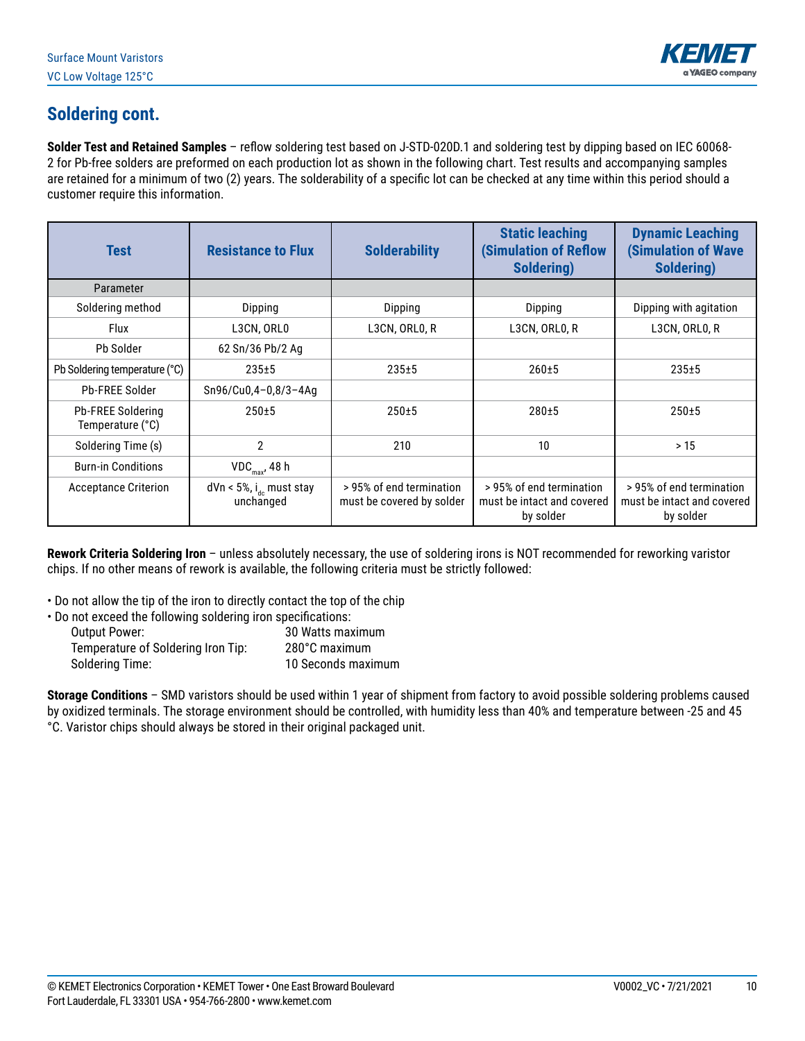## Soldering cont.

**Solder Test and Retained Samples** – reflow soldering test based on J-STD-020D.1 and soldering test by dipping based on IEC 60068-2 for Pb-free solders are preformed on each production lot as shown in the following chart. Test results and accompanying samples are retained for a minimum of two (2) years. The solderability of a specific lot can be checked at any time within this period should a customer require this information.

| Test | Resistance to Flux | Solderability | Static leaching (Simulation of Reflow Soldering) | Dynamic Leaching (Simulation of Wave Soldering) |
|---|---|---|---|---|
| Parameter | | | | |
| Soldering method | Dipping | Dipping | Dipping | Dipping with agitation |
| Flux | L3CN, ORL0 | L3CN, ORL0, R | L3CN, ORL0, R | L3CN, ORL0, R |
| Pb Solder | 62 Sn/36 Pb/2 Ag | | | |
| Pb Soldering temperature (°C) | 235±5 | 235±5 | 260±5 | 235±5 |
| Pb-FREE Solder | Sn96/Cu0,4–0,8/3–4Ag | | | |
| Pb-FREE Soldering Temperature (°C) | 250±5 | 250±5 | 280±5 | 250±5 |
| Soldering Time (s) | 2 | 210 | 10 | > 15 |
| Burn-in Conditions | $VDC_{max}$, 48 h | | | |
| Acceptance Criterion | dVn < 5%, $i_{dc}$ must stay unchanged | > 95% of end termination must be covered by solder | > 95% of end termination must be intact and covered by solder | > 95% of end termination must be intact and covered by solder |

**Rework Criteria Soldering Iron** – unless absolutely necessary, the use of soldering irons is NOT recommended for reworking varistor chips. If no other means of rework is available, the following criteria must be strictly followed:

- Do not allow the tip of the iron to directly contact the top of the chip
- Do not exceed the following soldering iron specifications:

  Output Power: 30 Watts maximum
  Temperature of Soldering Iron Tip: 280°C maximum
  Soldering Time: 10 Seconds maximum

**Storage Conditions** – SMD varistors should be used within 1 year of shipment from factory to avoid possible soldering problems caused by oxidized terminals. The storage environment should be controlled, with humidity less than 40% and temperature between -25 and 45 °C. Varistor chips should always be stored in their original packaged unit.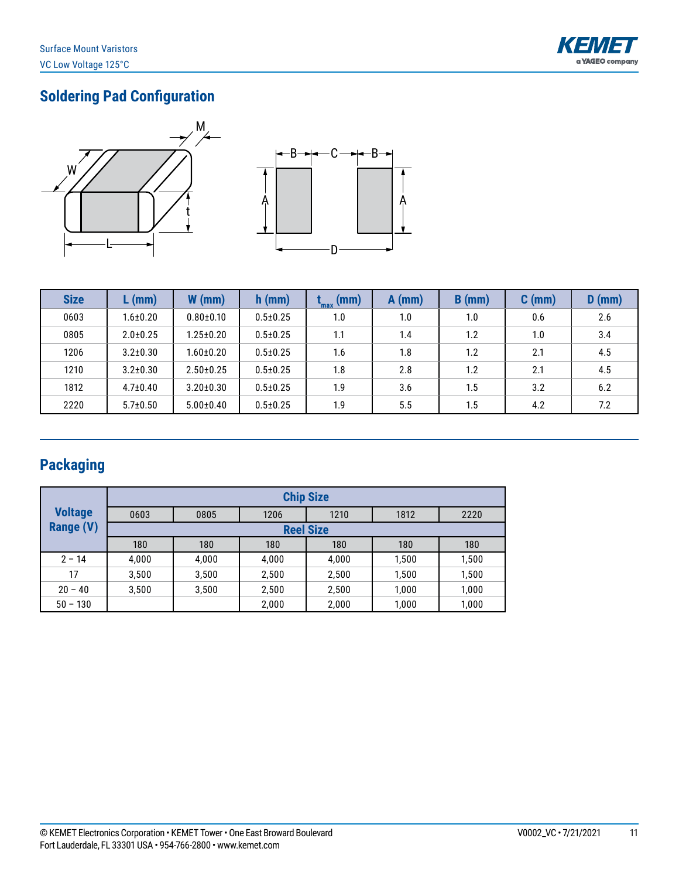## Soldering Pad Configuration

| Size | L (mm) | W (mm) | h (mm) | $t_{max}$ (mm) | A (mm) | B (mm) | C (mm) | D (mm) |
|---|---|---|---|---|---|---|---|---|
| 0603 | 1.6±0.20 | 0.80±0.10 | 0.5±0.25 | 1.0 | 1.0 | 1.0 | 0.6 | 2.6 |
| 0805 | 2.0±0.25 | 1.25±0.20 | 0.5±0.25 | 1.1 | 1.4 | 1.2 | 1.0 | 3.4 |
| 1206 | 3.2±0.30 | 1.60±0.20 | 0.5±0.25 | 1.6 | 1.8 | 1.2 | 2.1 | 4.5 |
| 1210 | 3.2±0.30 | 2.50±0.25 | 0.5±0.25 | 1.8 | 2.8 | 1.2 | 2.1 | 4.5 |
| 1812 | 4.7±0.40 | 3.20±0.30 | 0.5±0.25 | 1.9 | 3.6 | 1.5 | 3.2 | 6.2 |
| 2220 | 5.7±0.50 | 5.00±0.40 | 0.5±0.25 | 1.9 | 5.5 | 1.5 | 4.2 | 7.2 |

## Packaging

| Voltage Range (V) | Chip Size | | | | | |
|---|---|---|---|---|---|---|
| | 0603 | 0805 | 1206 | 1210 | 1812 | 2220 |
| | Reel Size | | | | | |
| | 180 | 180 | 180 | 180 | 180 | 180 |
| 2 – 14 | 4,000 | 4,000 | 4,000 | 4,000 | 1,500 | 1,500 |
| 17 | 3,500 | 3,500 | 2,500 | 2,500 | 1,500 | 1,500 |
| 20 – 40 | 3,500 | 3,500 | 2,500 | 2,500 | 1,000 | 1,000 |
| 50 – 130 | | | 2,000 | 2,000 | 1,000 | 1,000 |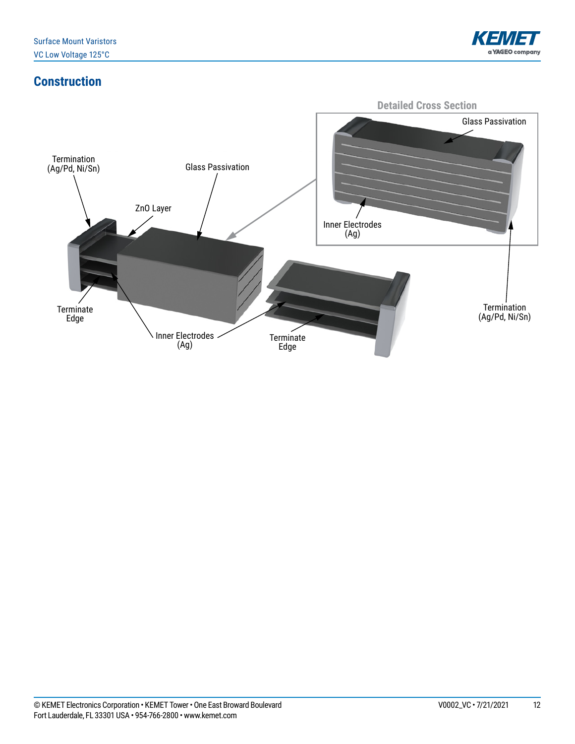## Construction

Detailed Cross Section

Glass Passivation

Inner Electrodes
(Ag)

Termination
(Ag/Pd, Ni/Sn)

Termination
(Ag/Pd, Ni/Sn)

Glass Passivation

ZnO Layer

Terminate
Edge

Inner Electrodes
(Ag)

Terminate
Edge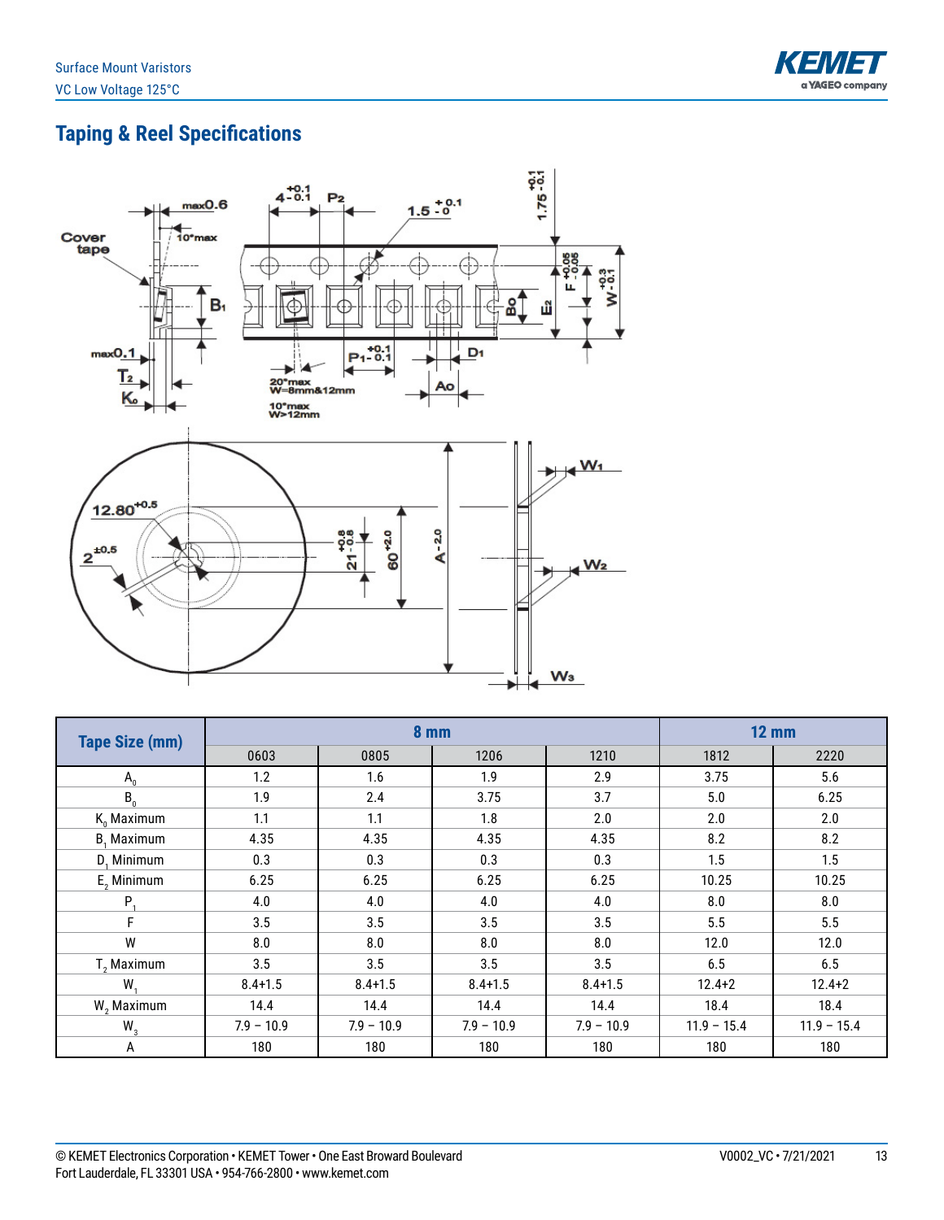## Taping & Reel Specifications

Cover tape

max0.6

10°max

$4^{+0.1}_{-0.1}$

$P_2$

$1.5^{+0.1}_{-0}$

$1.75^{+0.1}_{-0.1}$

$B_1$

$F^{+0.05}_{-0.05}$

$W^{+0.3}_{-0.1}$

Bo

$E_2$

max0.1

$T_2$

$K_0$

$P_1^{+0.1}_{-0.1}$

$D_1$

Ao

20°max W=8mm&12mm

10°max W>12mm

$12.80^{+0.5}$

$2^{\pm0.5}$

$21^{+0.8}_{-0.8}$

$60^{+2.0}$

A-2.0

$W_1$

$W_2$

$W_3$

| Tape Size (mm) | 8 mm | | | | 12 mm | |
|---|---|---|---|---|---|---|
| | 0603 | 0805 | 1206 | 1210 | 1812 | 2220 |
| $A_0$ | 1.2 | 1.6 | 1.9 | 2.9 | 3.75 | 5.6 |
| $B_0$ | 1.9 | 2.4 | 3.75 | 3.7 | 5.0 | 6.25 |
| $K_0$ Maximum | 1.1 | 1.1 | 1.8 | 2.0 | 2.0 | 2.0 |
| $B_1$ Maximum | 4.35 | 4.35 | 4.35 | 4.35 | 8.2 | 8.2 |
| $D_1$ Minimum | 0.3 | 0.3 | 0.3 | 0.3 | 1.5 | 1.5 |
| $E_2$ Minimum | 6.25 | 6.25 | 6.25 | 6.25 | 10.25 | 10.25 |
| $P_1$ | 4.0 | 4.0 | 4.0 | 4.0 | 8.0 | 8.0 |
| F | 3.5 | 3.5 | 3.5 | 3.5 | 5.5 | 5.5 |
| W | 8.0 | 8.0 | 8.0 | 8.0 | 12.0 | 12.0 |
| $T_2$ Maximum | 3.5 | 3.5 | 3.5 | 3.5 | 6.5 | 6.5 |
| $W_1$ | 8.4+1.5 | 8.4+1.5 | 8.4+1.5 | 8.4+1.5 | 12.4+2 | 12.4+2 |
| $W_2$ Maximum | 14.4 | 14.4 | 14.4 | 14.4 | 18.4 | 18.4 |
| $W_3$ | 7.9 – 10.9 | 7.9 – 10.9 | 7.9 – 10.9 | 7.9 – 10.9 | 11.9 – 15.4 | 11.9 – 15.4 |
| A | 180 | 180 | 180 | 180 | 180 | 180 |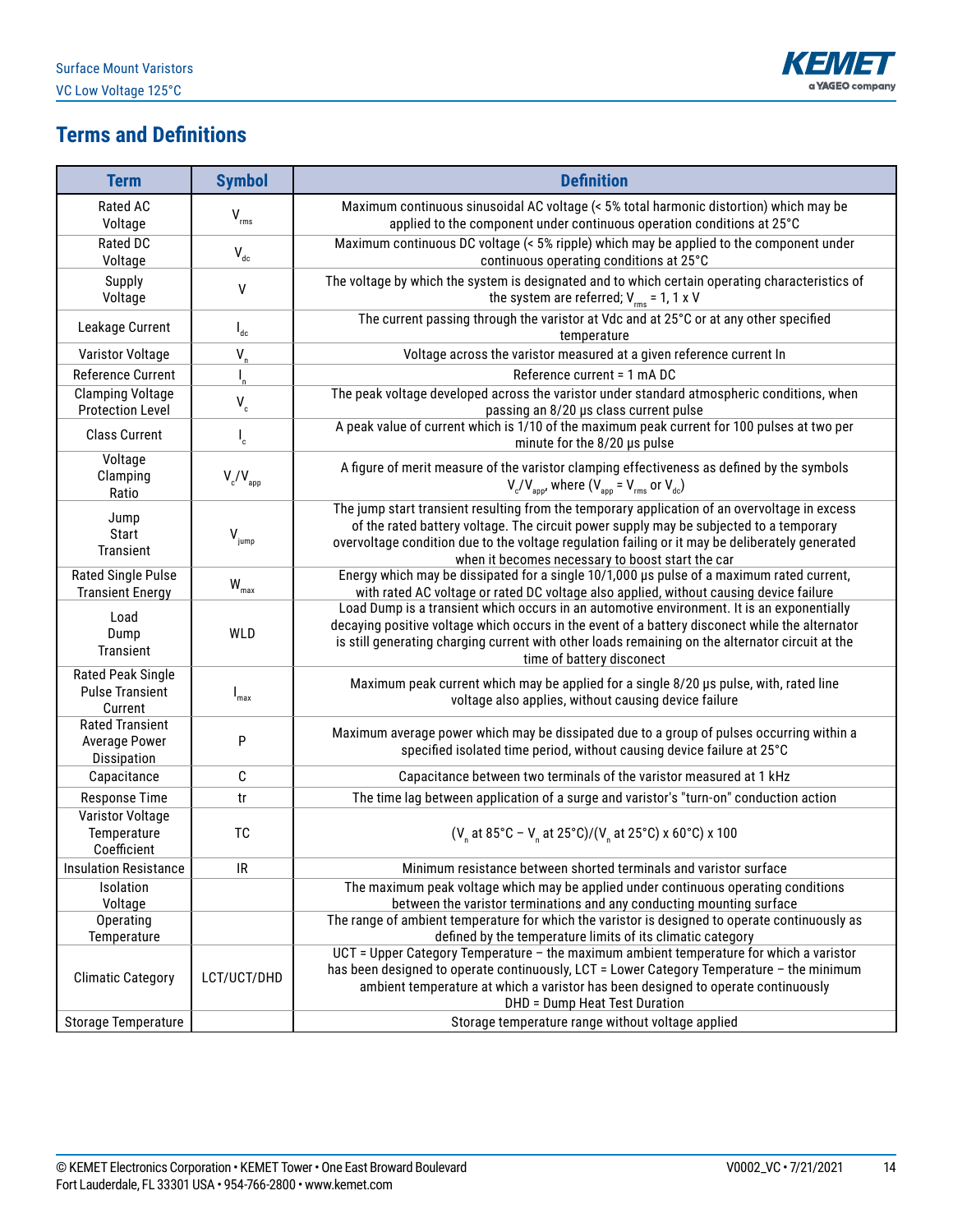## Terms and Definitions

| Term | Symbol | Definition |
|---|---|---|
| Rated AC Voltage | $V_{rms}$ | Maximum continuous sinusoidal AC voltage (< 5% total harmonic distortion) which may be applied to the component under continuous operation conditions at 25°C |
| Rated DC Voltage | $V_{dc}$ | Maximum continuous DC voltage (< 5% ripple) which may be applied to the component under continuous operating conditions at 25°C |
| Supply Voltage | V | The voltage by which the system is designated and to which certain operating characteristics of the system are referred; $V_{rms}$ = 1, 1 x V |
| Leakage Current | $I_{dc}$ | The current passing through the varistor at Vdc and at 25°C or at any other specified temperature |
| Varistor Voltage | $V_n$ | Voltage across the varistor measured at a given reference current In |
| Reference Current | $I_n$ | Reference current = 1 mA DC |
| Clamping Voltage Protection Level | $V_c$ | The peak voltage developed across the varistor under standard atmospheric conditions, when passing an 8/20 µs class current pulse |
| Class Current | $I_c$ | A peak value of current which is 1/10 of the maximum peak current for 100 pulses at two per minute for the 8/20 µs pulse |
| Voltage Clamping Ratio | $V_c/V_{app}$ | A figure of merit measure of the varistor clamping effectiveness as defined by the symbols $V_c/V_{app}$, where ($V_{app}$ = $V_{rms}$ or $V_{dc}$) |
| Jump Start Transient | $V_{jump}$ | The jump start transient resulting from the temporary application of an overvoltage in excess of the rated battery voltage. The circuit power supply may be subjected to a temporary overvoltage condition due to the voltage regulation failing or it may be deliberately generated when it becomes necessary to boost start the car |
| Rated Single Pulse Transient Energy | $W_{max}$ | Energy which may be dissipated for a single 10/1,000 µs pulse of a maximum rated current, with rated AC voltage or rated DC voltage also applied, without causing device failure |
| Load Dump Transient | WLD | Load Dump is a transient which occurs in an automotive environment. It is an exponentially decaying positive voltage which occurs in the event of a battery disconnect while the alternator is still generating charging current with other loads remaining on the alternator circuit at the time of battery disconnect |
| Rated Peak Single Pulse Transient Current | $I_{max}$ | Maximum peak current which may be applied for a single 8/20 µs pulse, with, rated line voltage also applies, without causing device failure |
| Rated Transient Average Power Dissipation | P | Maximum average power which may be dissipated due to a group of pulses occurring within a specified isolated time period, without causing device failure at 25°C |
| Capacitance | C | Capacitance between two terminals of the varistor measured at 1 kHz |
| Response Time | tr | The time lag between application of a surge and varistor's "turn-on" conduction action |
| Varistor Voltage Temperature Coefficient | TC | ($V_n$ at 85°C – $V_n$ at 25°C)/($V_n$ at 25°C) x 60°C) x 100 |
| Insulation Resistance | IR | Minimum resistance between shorted terminals and varistor surface |
| Isolation Voltage | | The maximum peak voltage which may be applied under continuous operating conditions between the varistor terminations and any conducting mounting surface |
| Operating Temperature | | The range of ambient temperature for which the varistor is designed to operate continuously as defined by the temperature limits of its climatic category |
| Climatic Category | LCT/UCT/DHD | UCT = Upper Category Temperature – the maximum ambient temperature for which a varistor has been designed to operate continuously, LCT = Lower Category Temperature – the minimum ambient temperature at which a varistor has been designed to operate continuously<br>DHD = Dump Heat Test Duration |
| Storage Temperature | | Storage temperature range without voltage applied |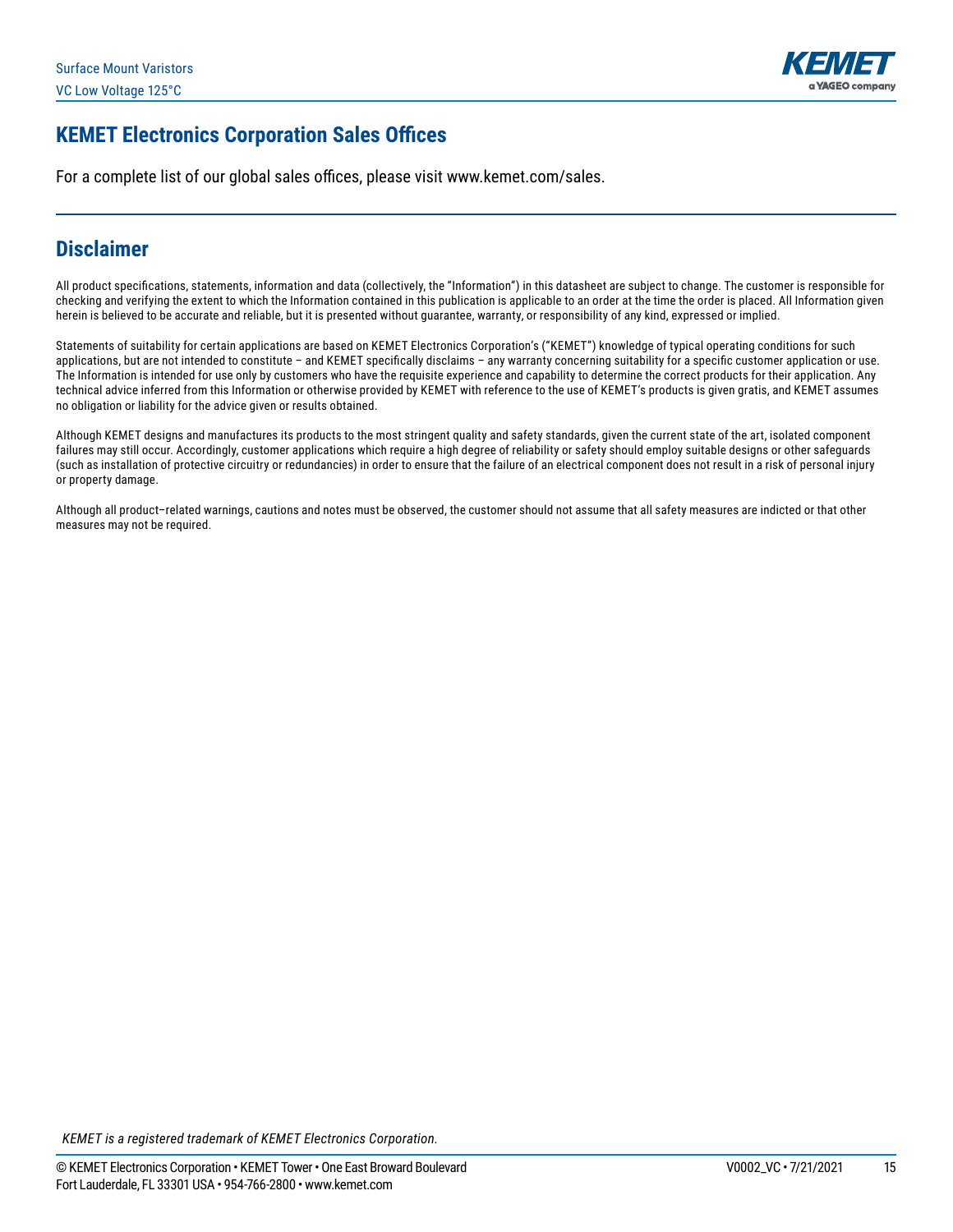## KEMET Electronics Corporation Sales Offices

For a complete list of our global sales offices, please visit www.kemet.com/sales.

## Disclaimer

All product specifications, statements, information and data (collectively, the "Information") in this datasheet are subject to change. The customer is responsible for checking and verifying the extent to which the Information contained in this publication is applicable to an order at the time the order is placed. All Information given herein is believed to be accurate and reliable, but it is presented without guarantee, warranty, or responsibility of any kind, expressed or implied.

Statements of suitability for certain applications are based on KEMET Electronics Corporation's ("KEMET") knowledge of typical operating conditions for such applications, but are not intended to constitute – and KEMET specifically disclaims – any warranty concerning suitability for a specific customer application or use. The Information is intended for use only by customers who have the requisite experience and capability to determine the correct products for their application. Any technical advice inferred from this Information or otherwise provided by KEMET with reference to the use of KEMET's products is given gratis, and KEMET assumes no obligation or liability for the advice given or results obtained.

Although KEMET designs and manufactures its products to the most stringent quality and safety standards, given the current state of the art, isolated component failures may still occur. Accordingly, customer applications which require a high degree of reliability or safety should employ suitable designs or other safeguards (such as installation of protective circuitry or redundancies) in order to ensure that the failure of an electrical component does not result in a risk of personal injury or property damage.

Although all product–related warnings, cautions and notes must be observed, the customer should not assume that all safety measures are indicted or that other measures may not be required.

*KEMET is a registered trademark of KEMET Electronics Corporation.*

© KEMET Electronics Corporation • KEMET Tower • One East Broward Boulevard
Fort Lauderdale, FL 33301 USA • 954-766-2800 • www.kemet.com

V0002_VC • 7/21/2021